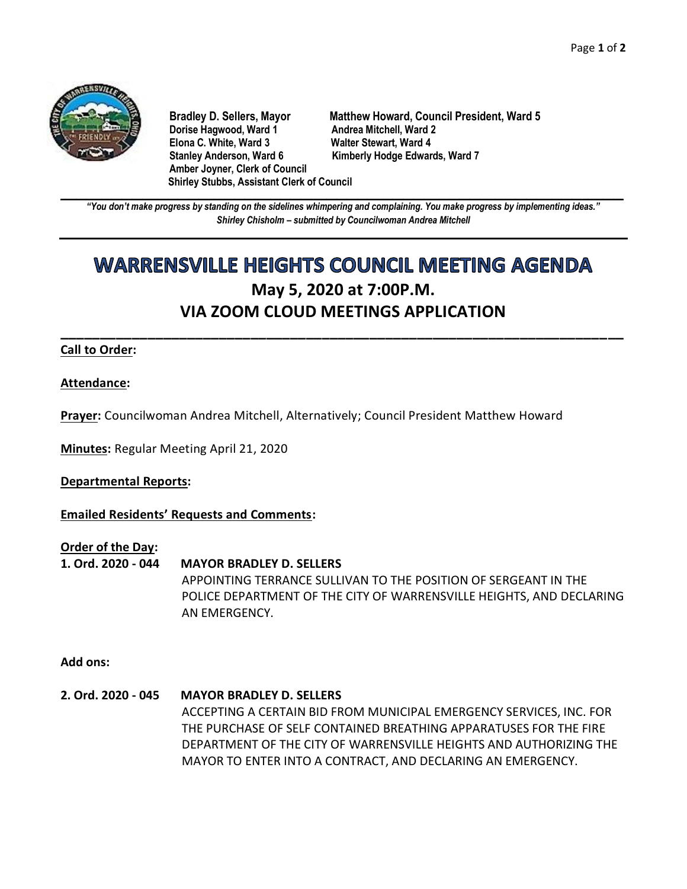**Bradley D. Sellers, Mayor**
**Matthew Howard, Council President, Ward 5**
**Dorise Hagwood, Ward 1**
**Andrea Mitchell, Ward 2**
**Elona C. White, Ward 3**
**Walter Stewart, Ward 4**
**Stanley Anderson, Ward 6**
**Kimberly Hodge Edwards, Ward 7**
**Amber Joyner, Clerk of Council**
**Shirley Stubbs, Assistant Clerk of Council**

---

***"You don't make progress by standing on the sidelines whimpering and complaining. You make progress by implementing ideas."***
***Shirley Chisholm – submitted by Councilwoman Andrea Mitchell***

---

# WARRENSVILLE HEIGHTS COUNCIL MEETING AGENDA

## May 5, 2020 at 7:00P.M.

## VIA ZOOM CLOUD MEETINGS APPLICATION

---

**Call to Order:**

**Attendance:**

**Prayer:** Councilwoman Andrea Mitchell, Alternatively; Council President Matthew Howard

**Minutes:** Regular Meeting April 21, 2020

**Departmental Reports:**

**Emailed Residents' Requests and Comments:**

**Order of the Day:**

**1. Ord. 2020 - 044 MAYOR BRADLEY D. SELLERS**
APPOINTING TERRANCE SULLIVAN TO THE POSITION OF SERGEANT IN THE POLICE DEPARTMENT OF THE CITY OF WARRENSVILLE HEIGHTS, AND DECLARING AN EMERGENCY.

**Add ons:**

**2. Ord. 2020 - 045 MAYOR BRADLEY D. SELLERS**
ACCEPTING A CERTAIN BID FROM MUNICIPAL EMERGENCY SERVICES, INC. FOR THE PURCHASE OF SELF CONTAINED BREATHING APPARATUSES FOR THE FIRE DEPARTMENT OF THE CITY OF WARRENSVILLE HEIGHTS AND AUTHORIZING THE MAYOR TO ENTER INTO A CONTRACT, AND DECLARING AN EMERGENCY.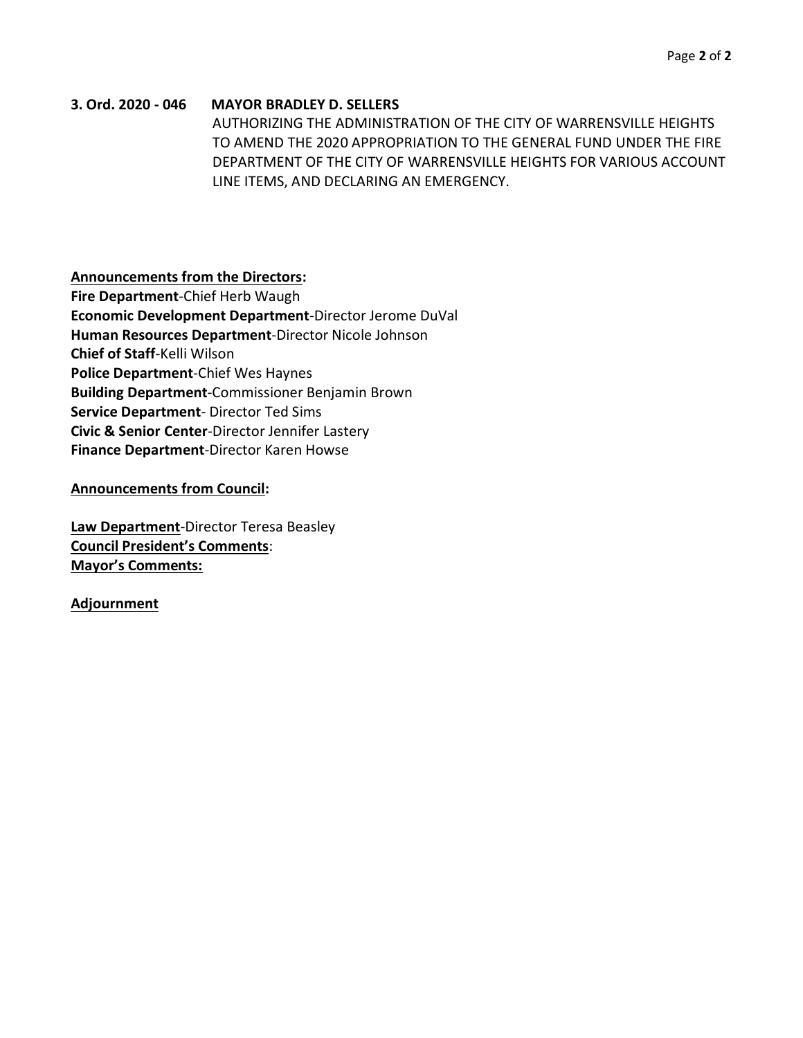**3. Ord. 2020 - 046 MAYOR BRADLEY D. SELLERS**

AUTHORIZING THE ADMINISTRATION OF THE CITY OF WARRENSVILLE HEIGHTS TO AMEND THE 2020 APPROPRIATION TO THE GENERAL FUND UNDER THE FIRE DEPARTMENT OF THE CITY OF WARRENSVILLE HEIGHTS FOR VARIOUS ACCOUNT LINE ITEMS, AND DECLARING AN EMERGENCY.

**Announcements from the Directors:**

**Fire Department**-Chief Herb Waugh
**Economic Development Department**-Director Jerome DuVal
**Human Resources Department**-Director Nicole Johnson
**Chief of Staff**-Kelli Wilson
**Police Department**-Chief Wes Haynes
**Building Department**-Commissioner Benjamin Brown
**Service Department**- Director Ted Sims
**Civic & Senior Center**-Director Jennifer Lastery
**Finance Department**-Director Karen Howse

**Announcements from Council:**

**Law Department**-Director Teresa Beasley
**Council President's Comments**:
**Mayor's Comments:**

**Adjournment**